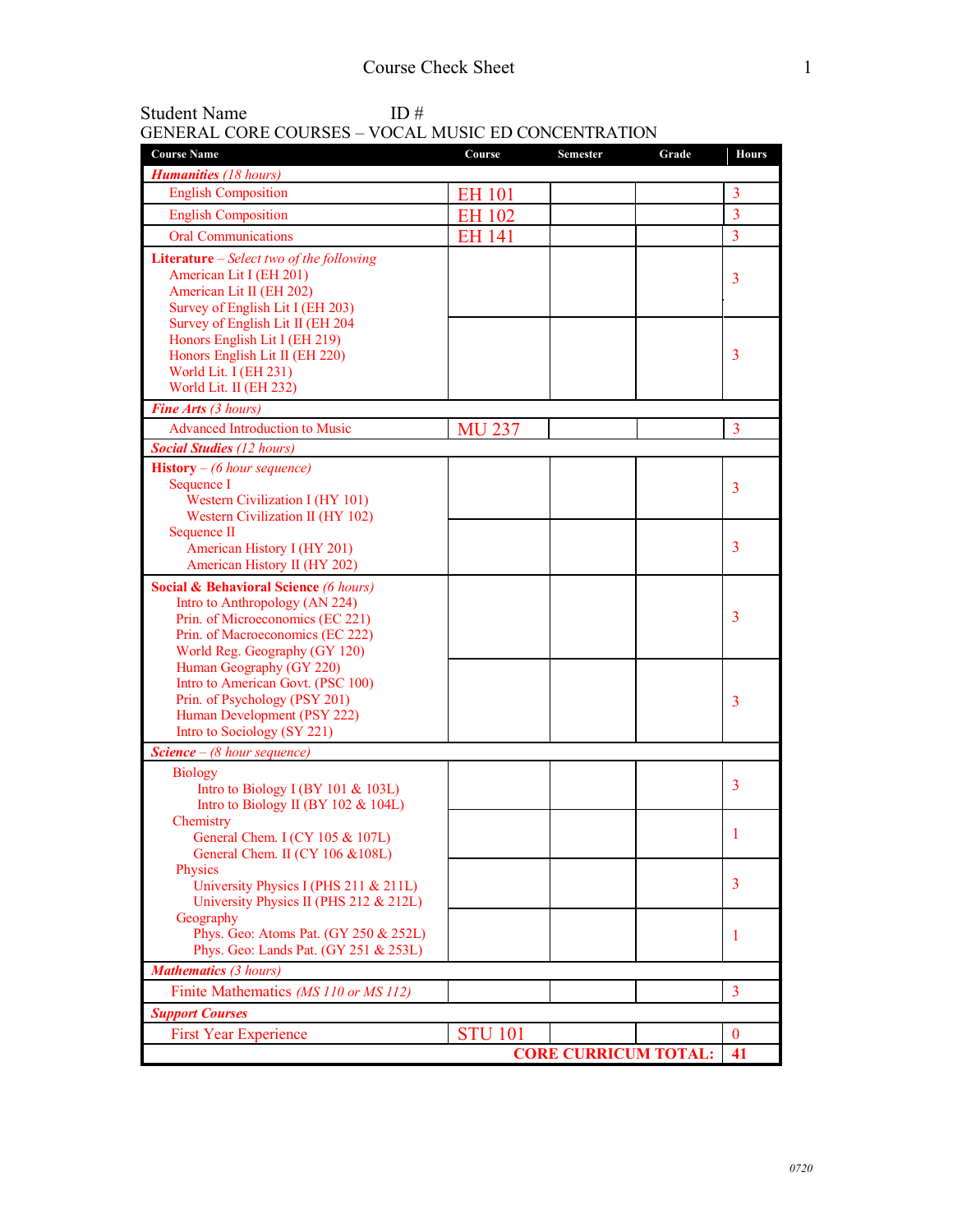# Course Check Sheet

Student Name ID #

GENERAL CORE COURSES – VOCAL MUSIC ED CONCENTRATION

| Course Name | Course | Semester | Grade | Hours |
|---|---|---|---|---|
| ***Humanities*** *(18 hours)* | | | | |
| English Composition | EH 101 | | | 3 |
| English Composition | EH 102 | | | 3 |
| Oral Communications | EH 141 | | | 3 |
| **Literature** – *Select two of the following*<br>American Lit I (EH 201)<br>American Lit II (EH 202)<br>Survey of English Lit I (EH 203)<br>Survey of English Lit II (EH 204<br>Honors English Lit I (EH 219)<br>Honors English Lit II (EH 220)<br>World Lit. I (EH 231)<br>World Lit. II (EH 232) | | | | 3 |
| | | | | 3 |
| ***Fine Arts*** *(3 hours)* | | | | |
| Advanced Introduction to Music | MU 237 | | | 3 |
| ***Social Studies*** *(12 hours)* | | | | |
| **History** – *(6 hour sequence)*<br>Sequence I<br>Western Civilization I (HY 101)<br>Western Civilization II (HY 102)<br>Sequence II<br>American History I (HY 201)<br>American History II (HY 202) | | | | 3 |
| | | | | 3 |
| **Social & Behavioral Science** *(6 hours)*<br>Intro to Anthropology (AN 224)<br>Prin. of Microeconomics (EC 221)<br>Prin. of Macroeconomics (EC 222)<br>World Reg. Geography (GY 120)<br>Human Geography (GY 220)<br>Intro to American Govt. (PSC 100)<br>Prin. of Psychology (PSY 201)<br>Human Development (PSY 222)<br>Intro to Sociology (SY 221) | | | | 3 |
| | | | | 3 |
| ***Science*** *– (8 hour sequence)* | | | | |
| Biology<br>Intro to Biology I (BY 101 & 103L)<br>Intro to Biology II (BY 102 & 104L)<br>Chemistry<br>General Chem. I (CY 105 & 107L)<br>General Chem. II (CY 106 &108L)<br>Physics<br>University Physics I (PHS 211 & 211L)<br>University Physics II (PHS 212 & 212L)<br>Geography<br>Phys. Geo: Atoms Pat. (GY 250 & 252L)<br>Phys. Geo: Lands Pat. (GY 251 & 253L) | | | | 3 |
| | | | | 1 |
| | | | | 3 |
| | | | | 1 |
| ***Mathematics*** *(3 hours)* | | | | |
| Finite Mathematics *(MS 110 or MS 112)* | | | | 3 |
| ***Support Courses*** | | | | |
| First Year Experience | STU 101 | | | 0 |
| | | | **CORE CURRICUM TOTAL:** | **41** |

*0720*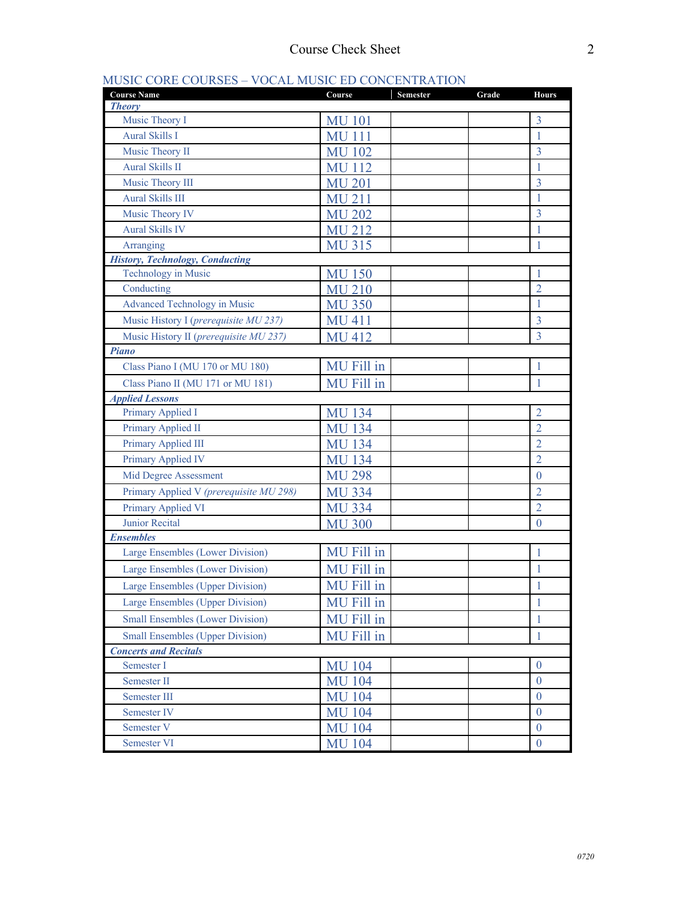## MUSIC CORE COURSES – VOCAL MUSIC ED CONCENTRATION

| Course Name | Course | Semester | Grade | Hours |
|---|---|---|---|---|
| ***Theory*** | | | | |
| Music Theory I | MU 101 | | | 3 |
| Aural Skills I | MU 111 | | | 1 |
| Music Theory II | MU 102 | | | 3 |
| Aural Skills II | MU 112 | | | 1 |
| Music Theory III | MU 201 | | | 3 |
| Aural Skills III | MU 211 | | | 1 |
| Music Theory IV | MU 202 | | | 3 |
| Aural Skills IV | MU 212 | | | 1 |
| Arranging | MU 315 | | | 1 |
| ***History, Technology, Conducting*** | | | | |
| Technology in Music | MU 150 | | | 1 |
| Conducting | MU 210 | | | 2 |
| Advanced Technology in Music | MU 350 | | | 1 |
| Music History I *(prerequisite MU 237)* | MU 411 | | | 3 |
| Music History II *(prerequisite MU 237)* | MU 412 | | | 3 |
| ***Piano*** | | | | |
| Class Piano I (MU 170 or MU 180) | MU Fill in | | | 1 |
| Class Piano II (MU 171 or MU 181) | MU Fill in | | | 1 |
| ***Applied Lessons*** | | | | |
| Primary Applied I | MU 134 | | | 2 |
| Primary Applied II | MU 134 | | | 2 |
| Primary Applied III | MU 134 | | | 2 |
| Primary Applied IV | MU 134 | | | 2 |
| Mid Degree Assessment | MU 298 | | | 0 |
| Primary Applied V *(prerequisite MU 298)* | MU 334 | | | 2 |
| Primary Applied VI | MU 334 | | | 2 |
| Junior Recital | MU 300 | | | 0 |
| ***Ensembles*** | | | | |
| Large Ensembles (Lower Division) | MU Fill in | | | 1 |
| Large Ensembles (Lower Division) | MU Fill in | | | 1 |
| Large Ensembles (Upper Division) | MU Fill in | | | 1 |
| Large Ensembles (Upper Division) | MU Fill in | | | 1 |
| Small Ensembles (Lower Division) | MU Fill in | | | 1 |
| Small Ensembles (Upper Division) | MU Fill in | | | 1 |
| ***Concerts and Recitals*** | | | | |
| Semester I | MU 104 | | | 0 |
| Semester II | MU 104 | | | 0 |
| Semester III | MU 104 | | | 0 |
| Semester IV | MU 104 | | | 0 |
| Semester V | MU 104 | | | 0 |
| Semester VI | MU 104 | | | 0 |

*0720*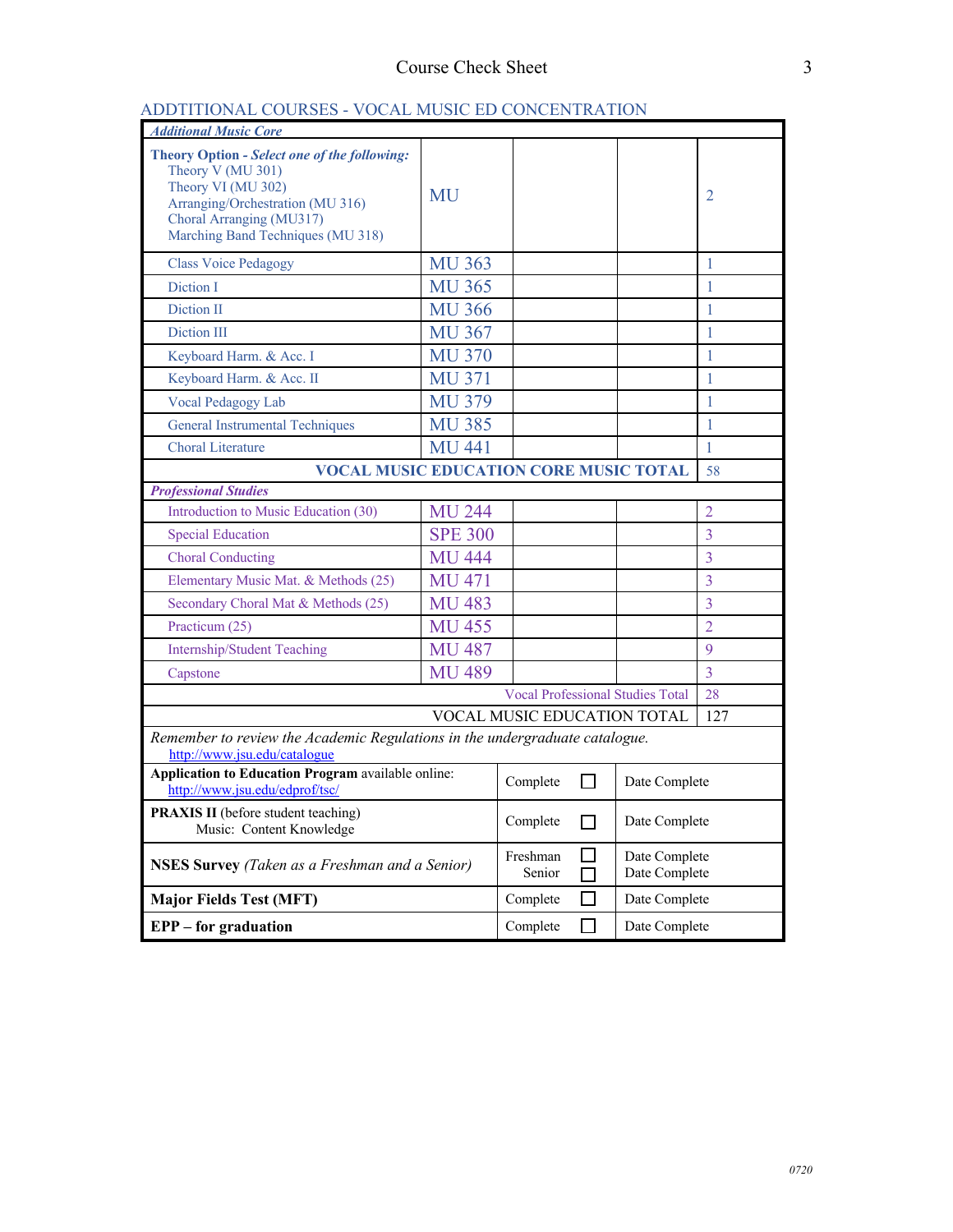## ADDTITIONAL COURSES - VOCAL MUSIC ED CONCENTRATION

| | | | | |
|---|---|---|---|---|
| ***Additional Music Core*** | | | | |
| **Theory Option -** ***Select one of the following:*** Theory V (MU 301) Theory VI (MU 302) Arranging/Orchestration (MU 316) Choral Arranging (MU317) Marching Band Techniques (MU 318) | MU | | | 2 |
| Class Voice Pedagogy | MU 363 | | | 1 |
| Diction I | MU 365 | | | 1 |
| Diction II | MU 366 | | | 1 |
| Diction III | MU 367 | | | 1 |
| Keyboard Harm. & Acc. I | MU 370 | | | 1 |
| Keyboard Harm. & Acc. II | MU 371 | | | 1 |
| Vocal Pedagogy Lab | MU 379 | | | 1 |
| General Instrumental Techniques | MU 385 | | | 1 |
| Choral Literature | MU 441 | | | 1 |
| **VOCAL MUSIC EDUCATION CORE MUSIC TOTAL** | | | | 58 |
| ***Professional Studies*** | | | | |
| Introduction to Music Education (30) | MU 244 | | | 2 |
| Special Education | SPE 300 | | | 3 |
| Choral Conducting | MU 444 | | | 3 |
| Elementary Music Mat. & Methods (25) | MU 471 | | | 3 |
| Secondary Choral Mat & Methods (25) | MU 483 | | | 3 |
| Practicum (25) | MU 455 | | | 2 |
| Internship/Student Teaching | MU 487 | | | 9 |
| Capstone | MU 489 | | | 3 |
| Vocal Professional Studies Total | | | | 28 |
| VOCAL MUSIC EDUCATION TOTAL | | | | 127 |

*Remember to review the Academic Regulations in the undergraduate catalogue.*
http://www.jsu.edu/catalogue

| | | |
|---|---|---|
| **Application to Education Program** available online: http://www.jsu.edu/edprof/tsc/ | Complete ☐ | Date Complete |
| **PRAXIS II** (before student teaching) Music: Content Knowledge | Complete ☐ | Date Complete |
| **NSES Survey** *(Taken as a Freshman and a Senior)* | Freshman ☐ Senior ☐ | Date Complete Date Complete |
| **Major Fields Test (MFT)** | Complete ☐ | Date Complete |
| **EPP – for graduation** | Complete ☐ | Date Complete |

*0720*